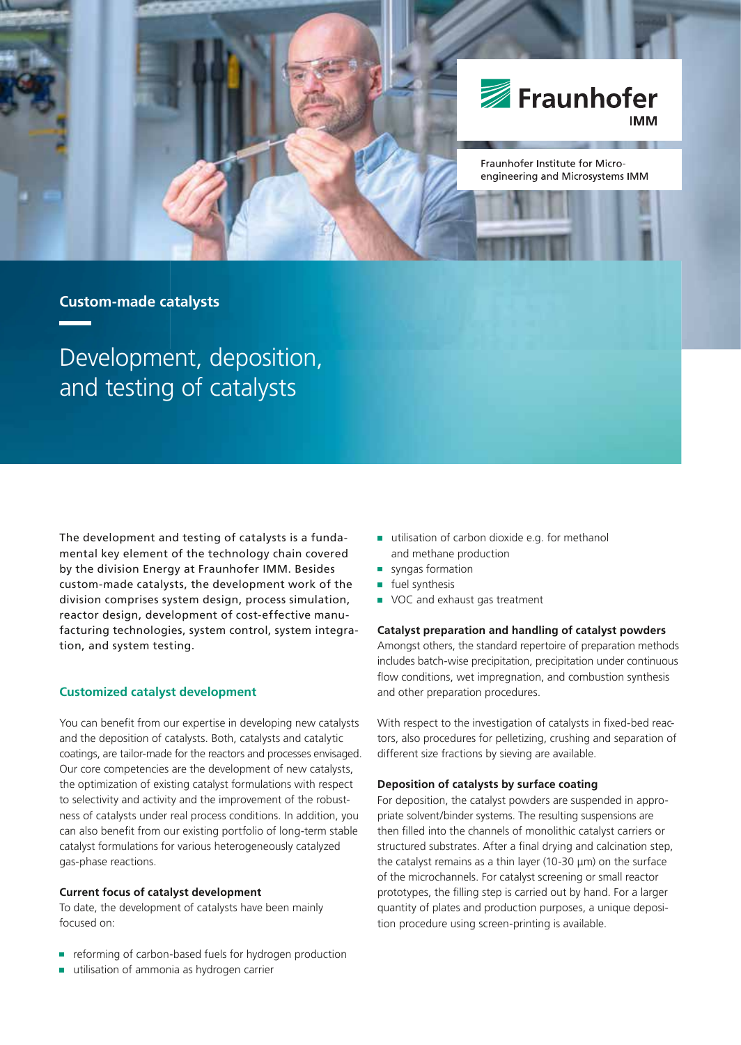Fraunhofer IMM

Fraunhofer Institute for Micro-engineering and Microsystems IMM

**Custom-made catalysts**

# Development, deposition, and testing of catalysts

The development and testing of catalysts is a fundamental key element of the technology chain covered by the division Energy at Fraunhofer IMM. Besides custom-made catalysts, the development work of the division comprises system design, process simulation, reactor design, development of cost-effective manufacturing technologies, system control, system integration, and system testing.

## Customized catalyst development

You can benefit from our expertise in developing new catalysts and the deposition of catalysts. Both, catalysts and catalytic coatings, are tailor-made for the reactors and processes envisaged. Our core competencies are the development of new catalysts, the optimization of existing catalyst formulations with respect to selectivity and activity and the improvement of the robustness of catalysts under real process conditions. In addition, you can also benefit from our existing portfolio of long-term stable catalyst formulations for various heterogeneously catalyzed gas-phase reactions.

### Current focus of catalyst development

To date, the development of catalysts have been mainly focused on:

- reforming of carbon-based fuels for hydrogen production
- utilisation of ammonia as hydrogen carrier
- utilisation of carbon dioxide e.g. for methanol and methane production
- syngas formation
- fuel synthesis
- VOC and exhaust gas treatment

### Catalyst preparation and handling of catalyst powders

Amongst others, the standard repertoire of preparation methods includes batch-wise precipitation, precipitation under continuous flow conditions, wet impregnation, and combustion synthesis and other preparation procedures.

With respect to the investigation of catalysts in fixed-bed reactors, also procedures for pelletizing, crushing and separation of different size fractions by sieving are available.

### Deposition of catalysts by surface coating

For deposition, the catalyst powders are suspended in appropriate solvent/binder systems. The resulting suspensions are then filled into the channels of monolithic catalyst carriers or structured substrates. After a final drying and calcination step, the catalyst remains as a thin layer (10-30 µm) on the surface of the microchannels. For catalyst screening or small reactor prototypes, the filling step is carried out by hand. For a larger quantity of plates and production purposes, a unique deposition procedure using screen-printing is available.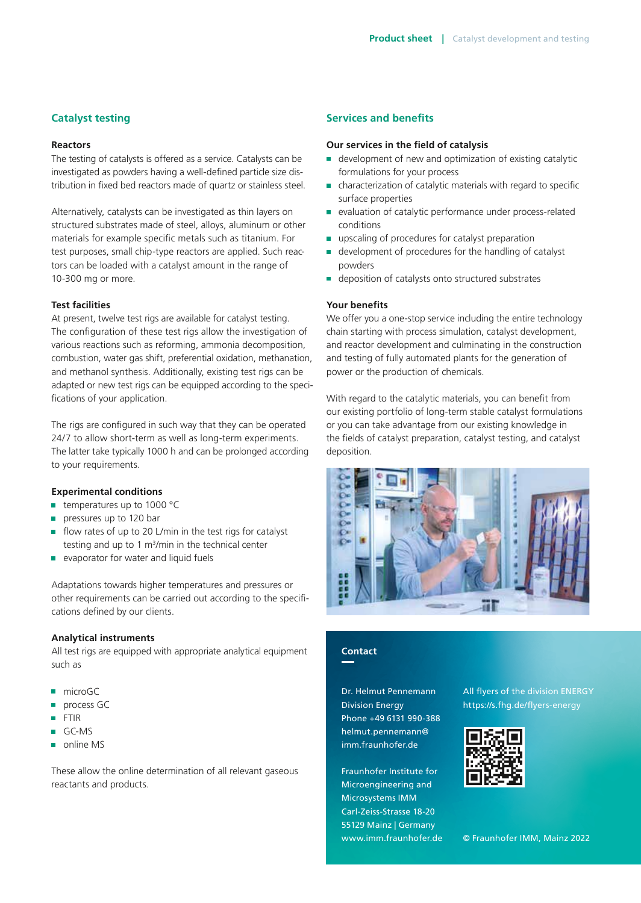## Catalyst testing

### Reactors

The testing of catalysts is offered as a service. Catalysts can be investigated as powders having a well-defined particle size distribution in fixed bed reactors made of quartz or stainless steel.

Alternatively, catalysts can be investigated as thin layers on structured substrates made of steel, alloys, aluminum or other materials for example specific metals such as titanium. For test purposes, small chip-type reactors are applied. Such reactors can be loaded with a catalyst amount in the range of 10-300 mg or more.

### Test facilities

At present, twelve test rigs are available for catalyst testing. The configuration of these test rigs allow the investigation of various reactions such as reforming, ammonia decomposition, combustion, water gas shift, preferential oxidation, methanation, and methanol synthesis. Additionally, existing test rigs can be adapted or new test rigs can be equipped according to the specifications of your application.

The rigs are configured in such way that they can be operated 24/7 to allow short-term as well as long-term experiments. The latter take typically 1000 h and can be prolonged according to your requirements.

### Experimental conditions

- temperatures up to 1000 °C
- pressures up to 120 bar
- flow rates of up to 20 L/min in the test rigs for catalyst testing and up to 1 $m^3$/min in the technical center
- evaporator for water and liquid fuels

Adaptations towards higher temperatures and pressures or other requirements can be carried out according to the specifications defined by our clients.

### Analytical instruments

All test rigs are equipped with appropriate analytical equipment such as

- microGC
- process GC
- FTIR
- GC-MS
- online MS

These allow the online determination of all relevant gaseous reactants and products.

## Services and benefits

### Our services in the field of catalysis

- development of new and optimization of existing catalytic formulations for your process
- characterization of catalytic materials with regard to specific surface properties
- evaluation of catalytic performance under process-related conditions
- upscaling of procedures for catalyst preparation
- development of procedures for the handling of catalyst powders
- deposition of catalysts onto structured substrates

### Your benefits

We offer you a one-stop service including the entire technology chain starting with process simulation, catalyst development, and reactor development and culminating in the construction and testing of fully automated plants for the generation of power or the production of chemicals.

With regard to the catalytic materials, you can benefit from our existing portfolio of long-term stable catalyst formulations or you can take advantage from our existing knowledge in the fields of catalyst preparation, catalyst testing, and catalyst deposition.

### Contact

Dr. Helmut Pennemann
Division Energy
Phone +49 6131 990-388
helmut.pennemann@imm.fraunhofer.de

Fraunhofer Institute for Microengineering and Microsystems IMM
Carl-Zeiss-Strasse 18-20
55129 Mainz | Germany
www.imm.fraunhofer.de

All flyers of the division ENERGY
https://s.fhg.de/flyers-energy

© Fraunhofer IMM, Mainz 2022